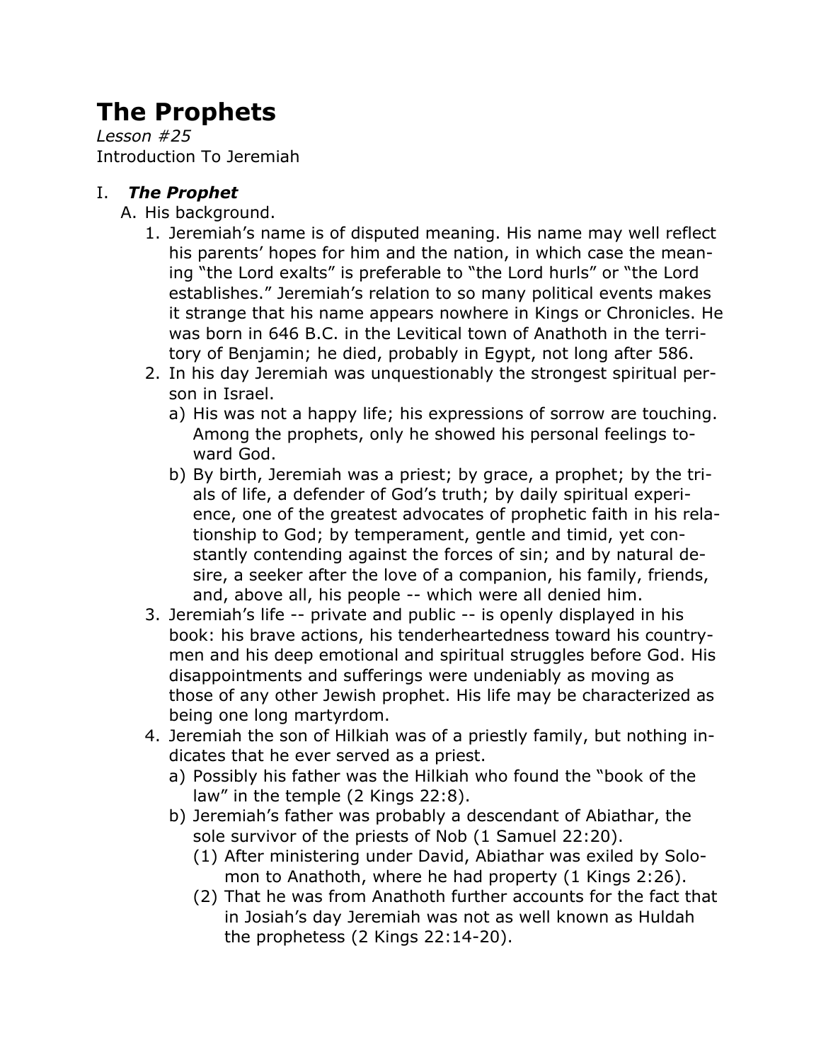# The Prophets

*Lesson #25*

Introduction To Jeremiah

## I. *The Prophet*

A. His background.

1. Jeremiah's name is of disputed meaning. His name may well reflect his parents' hopes for him and the nation, in which case the meaning "the Lord exalts" is preferable to "the Lord hurls" or "the Lord establishes." Jeremiah's relation to so many political events makes it strange that his name appears nowhere in Kings or Chronicles. He was born in 646 B.C. in the Levitical town of Anathoth in the territory of Benjamin; he died, probably in Egypt, not long after 586.
2. In his day Jeremiah was unquestionably the strongest spiritual person in Israel.
   a) His was not a happy life; his expressions of sorrow are touching. Among the prophets, only he showed his personal feelings toward God.
   b) By birth, Jeremiah was a priest; by grace, a prophet; by the trials of life, a defender of God's truth; by daily spiritual experience, one of the greatest advocates of prophetic faith in his relationship to God; by temperament, gentle and timid, yet constantly contending against the forces of sin; and by natural desire, a seeker after the love of a companion, his family, friends, and, above all, his people -- which were all denied him.
3. Jeremiah's life -- private and public -- is openly displayed in his book: his brave actions, his tenderheartedness toward his countrymen and his deep emotional and spiritual struggles before God. His disappointments and sufferings were undeniably as moving as those of any other Jewish prophet. His life may be characterized as being one long martyrdom.
4. Jeremiah the son of Hilkiah was of a priestly family, but nothing indicates that he ever served as a priest.
   a) Possibly his father was the Hilkiah who found the "book of the law" in the temple (2 Kings 22:8).
   b) Jeremiah's father was probably a descendant of Abiathar, the sole survivor of the priests of Nob (1 Samuel 22:20).
      (1) After ministering under David, Abiathar was exiled by Solomon to Anathoth, where he had property (1 Kings 2:26).
      (2) That he was from Anathoth further accounts for the fact that in Josiah's day Jeremiah was not as well known as Huldah the prophetess (2 Kings 22:14-20).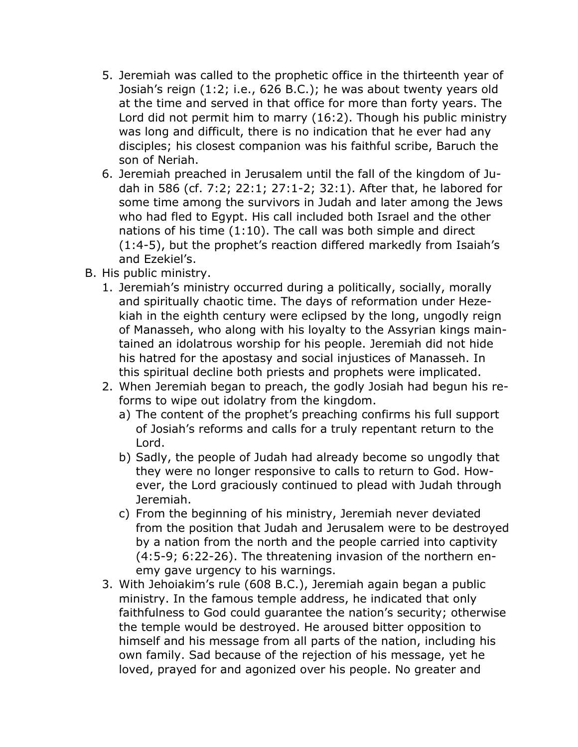5. Jeremiah was called to the prophetic office in the thirteenth year of Josiah's reign (1:2; i.e., 626 B.C.); he was about twenty years old at the time and served in that office for more than forty years. The Lord did not permit him to marry (16:2). Though his public ministry was long and difficult, there is no indication that he ever had any disciples; his closest companion was his faithful scribe, Baruch the son of Neriah.
6. Jeremiah preached in Jerusalem until the fall of the kingdom of Judah in 586 (cf. 7:2; 22:1; 27:1-2; 32:1). After that, he labored for some time among the survivors in Judah and later among the Jews who had fled to Egypt. His call included both Israel and the other nations of his time (1:10). The call was both simple and direct (1:4-5), but the prophet's reaction differed markedly from Isaiah's and Ezekiel's.

B. His public ministry.

1. Jeremiah's ministry occurred during a politically, socially, morally and spiritually chaotic time. The days of reformation under Hezekiah in the eighth century were eclipsed by the long, ungodly reign of Manasseh, who along with his loyalty to the Assyrian kings maintained an idolatrous worship for his people. Jeremiah did not hide his hatred for the apostasy and social injustices of Manasseh. In this spiritual decline both priests and prophets were implicated.
2. When Jeremiah began to preach, the godly Josiah had begun his reforms to wipe out idolatry from the kingdom.
   a) The content of the prophet's preaching confirms his full support of Josiah's reforms and calls for a truly repentant return to the Lord.
   b) Sadly, the people of Judah had already become so ungodly that they were no longer responsive to calls to return to God. However, the Lord graciously continued to plead with Judah through Jeremiah.
   c) From the beginning of his ministry, Jeremiah never deviated from the position that Judah and Jerusalem were to be destroyed by a nation from the north and the people carried into captivity (4:5-9; 6:22-26). The threatening invasion of the northern enemy gave urgency to his warnings.
3. With Jehoiakim's rule (608 B.C.), Jeremiah again began a public ministry. In the famous temple address, he indicated that only faithfulness to God could guarantee the nation's security; otherwise the temple would be destroyed. He aroused bitter opposition to himself and his message from all parts of the nation, including his own family. Sad because of the rejection of his message, yet he loved, prayed for and agonized over his people. No greater and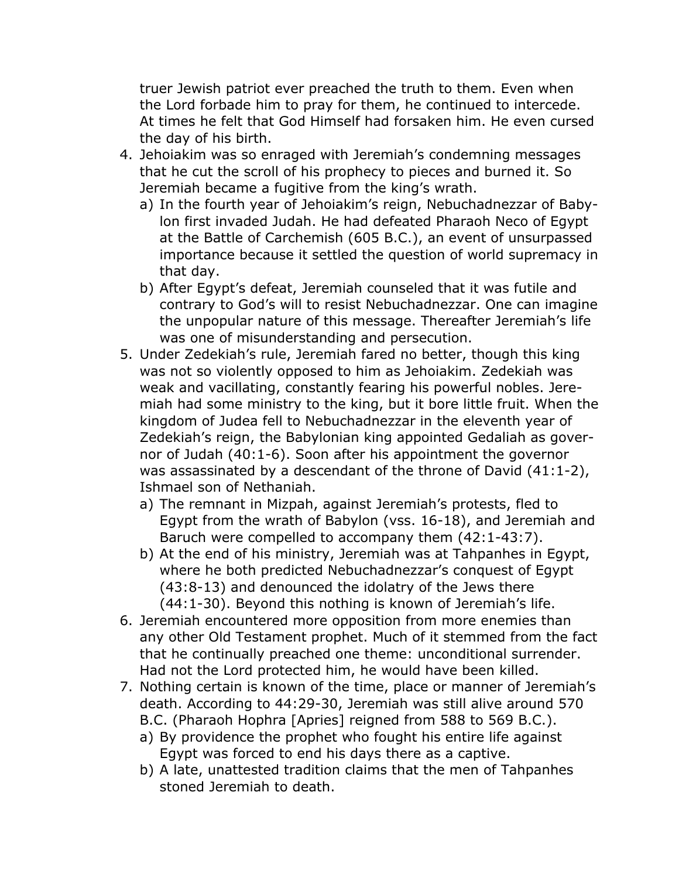truer Jewish patriot ever preached the truth to them. Even when the Lord forbade him to pray for them, he continued to intercede. At times he felt that God Himself had forsaken him. He even cursed the day of his birth.

4. Jehoiakim was so enraged with Jeremiah's condemning messages that he cut the scroll of his prophecy to pieces and burned it. So Jeremiah became a fugitive from the king's wrath.
   a) In the fourth year of Jehoiakim's reign, Nebuchadnezzar of Babylon first invaded Judah. He had defeated Pharaoh Neco of Egypt at the Battle of Carchemish (605 B.C.), an event of unsurpassed importance because it settled the question of world supremacy in that day.
   b) After Egypt's defeat, Jeremiah counseled that it was futile and contrary to God's will to resist Nebuchadnezzar. One can imagine the unpopular nature of this message. Thereafter Jeremiah's life was one of misunderstanding and persecution.
5. Under Zedekiah's rule, Jeremiah fared no better, though this king was not so violently opposed to him as Jehoiakim. Zedekiah was weak and vacillating, constantly fearing his powerful nobles. Jeremiah had some ministry to the king, but it bore little fruit. When the kingdom of Judea fell to Nebuchadnezzar in the eleventh year of Zedekiah's reign, the Babylonian king appointed Gedaliah as governor of Judah (40:1-6). Soon after his appointment the governor was assassinated by a descendant of the throne of David (41:1-2), Ishmael son of Nethaniah.
   a) The remnant in Mizpah, against Jeremiah's protests, fled to Egypt from the wrath of Babylon (vss. 16-18), and Jeremiah and Baruch were compelled to accompany them (42:1-43:7).
   b) At the end of his ministry, Jeremiah was at Tahpanhes in Egypt, where he both predicted Nebuchadnezzar's conquest of Egypt (43:8-13) and denounced the idolatry of the Jews there (44:1-30). Beyond this nothing is known of Jeremiah's life.
6. Jeremiah encountered more opposition from more enemies than any other Old Testament prophet. Much of it stemmed from the fact that he continually preached one theme: unconditional surrender. Had not the Lord protected him, he would have been killed.
7. Nothing certain is known of the time, place or manner of Jeremiah's death. According to 44:29-30, Jeremiah was still alive around 570 B.C. (Pharaoh Hophra [Apries] reigned from 588 to 569 B.C.).
   a) By providence the prophet who fought his entire life against Egypt was forced to end his days there as a captive.
   b) A late, unattested tradition claims that the men of Tahpanhes stoned Jeremiah to death.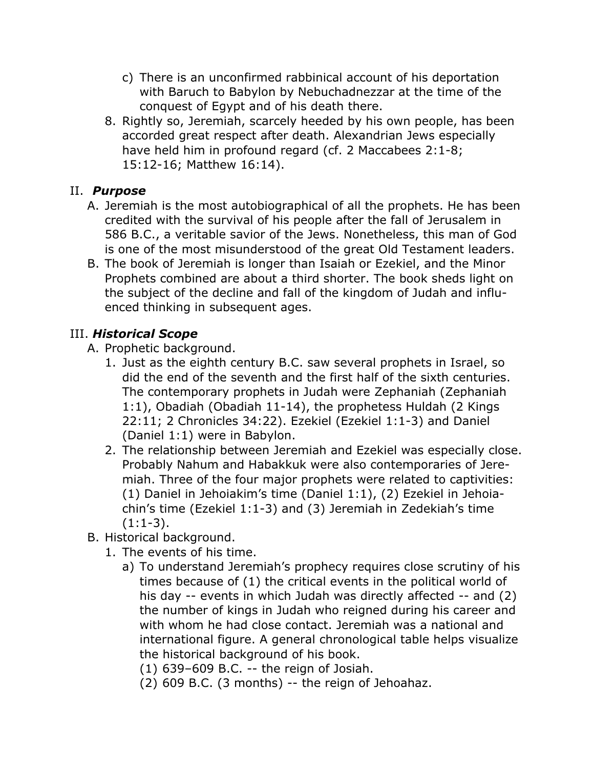c) There is an unconfirmed rabbinical account of his deportation with Baruch to Babylon by Nebuchadnezzar at the time of the conquest of Egypt and of his death there.

8. Rightly so, Jeremiah, scarcely heeded by his own people, has been accorded great respect after death. Alexandrian Jews especially have held him in profound regard (cf. 2 Maccabees 2:1-8; 15:12-16; Matthew 16:14).

## II. ***Purpose***

A. Jeremiah is the most autobiographical of all the prophets. He has been credited with the survival of his people after the fall of Jerusalem in 586 B.C., a veritable savior of the Jews. Nonetheless, this man of God is one of the most misunderstood of the great Old Testament leaders.

B. The book of Jeremiah is longer than Isaiah or Ezekiel, and the Minor Prophets combined are about a third shorter. The book sheds light on the subject of the decline and fall of the kingdom of Judah and influenced thinking in subsequent ages.

## III. ***Historical Scope***

A. Prophetic background.

1. Just as the eighth century B.C. saw several prophets in Israel, so did the end of the seventh and the first half of the sixth centuries. The contemporary prophets in Judah were Zephaniah (Zephaniah 1:1), Obadiah (Obadiah 11-14), the prophetess Huldah (2 Kings 22:11; 2 Chronicles 34:22). Ezekiel (Ezekiel 1:1-3) and Daniel (Daniel 1:1) were in Babylon.

2. The relationship between Jeremiah and Ezekiel was especially close. Probably Nahum and Habakkuk were also contemporaries of Jeremiah. Three of the four major prophets were related to captivities: (1) Daniel in Jehoiakim's time (Daniel 1:1), (2) Ezekiel in Jehoiachin's time (Ezekiel 1:1-3) and (3) Jeremiah in Zedekiah's time (1:1-3).

B. Historical background.

1. The events of his time.

a) To understand Jeremiah's prophecy requires close scrutiny of his times because of (1) the critical events in the political world of his day -- events in which Judah was directly affected -- and (2) the number of kings in Judah who reigned during his career and with whom he had close contact. Jeremiah was a national and international figure. A general chronological table helps visualize the historical background of his book.

(1) 639–609 B.C. -- the reign of Josiah.

(2) 609 B.C. (3 months) -- the reign of Jehoahaz.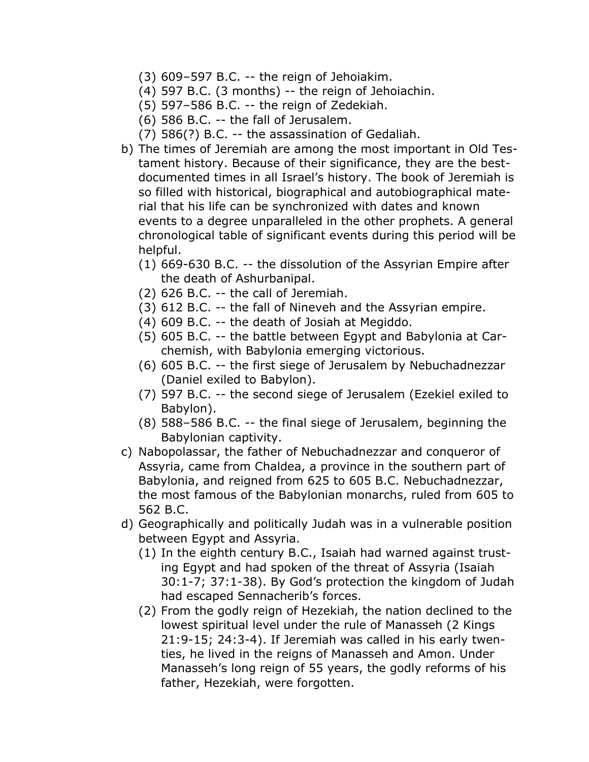(3) 609–597 B.C. -- the reign of Jehoiakim.
(4) 597 B.C. (3 months) -- the reign of Jehoiachin.
(5) 597–586 B.C. -- the reign of Zedekiah.
(6) 586 B.C. -- the fall of Jerusalem.
(7) 586(?) B.C. -- the assassination of Gedaliah.

b) The times of Jeremiah are among the most important in Old Testament history. Because of their significance, they are the best-documented times in all Israel's history. The book of Jeremiah is so filled with historical, biographical and autobiographical material that his life can be synchronized with dates and known events to a degree unparalleled in the other prophets. A general chronological table of significant events during this period will be helpful.
   (1) 669-630 B.C. -- the dissolution of the Assyrian Empire after the death of Ashurbanipal.
   (2) 626 B.C. -- the call of Jeremiah.
   (3) 612 B.C. -- the fall of Nineveh and the Assyrian empire.
   (4) 609 B.C. -- the death of Josiah at Megiddo.
   (5) 605 B.C. -- the battle between Egypt and Babylonia at Carchemish, with Babylonia emerging victorious.
   (6) 605 B.C. -- the first siege of Jerusalem by Nebuchadnezzar (Daniel exiled to Babylon).
   (7) 597 B.C. -- the second siege of Jerusalem (Ezekiel exiled to Babylon).
   (8) 588–586 B.C. -- the final siege of Jerusalem, beginning the Babylonian captivity.

c) Nabopolassar, the father of Nebuchadnezzar and conqueror of Assyria, came from Chaldea, a province in the southern part of Babylonia, and reigned from 625 to 605 B.C. Nebuchadnezzar, the most famous of the Babylonian monarchs, ruled from 605 to 562 B.C.

d) Geographically and politically Judah was in a vulnerable position between Egypt and Assyria.
   (1) In the eighth century B.C., Isaiah had warned against trusting Egypt and had spoken of the threat of Assyria (Isaiah 30:1-7; 37:1-38). By God's protection the kingdom of Judah had escaped Sennacherib's forces.
   (2) From the godly reign of Hezekiah, the nation declined to the lowest spiritual level under the rule of Manasseh (2 Kings 21:9-15; 24:3-4). If Jeremiah was called in his early twenties, he lived in the reigns of Manasseh and Amon. Under Manasseh's long reign of 55 years, the godly reforms of his father, Hezekiah, were forgotten.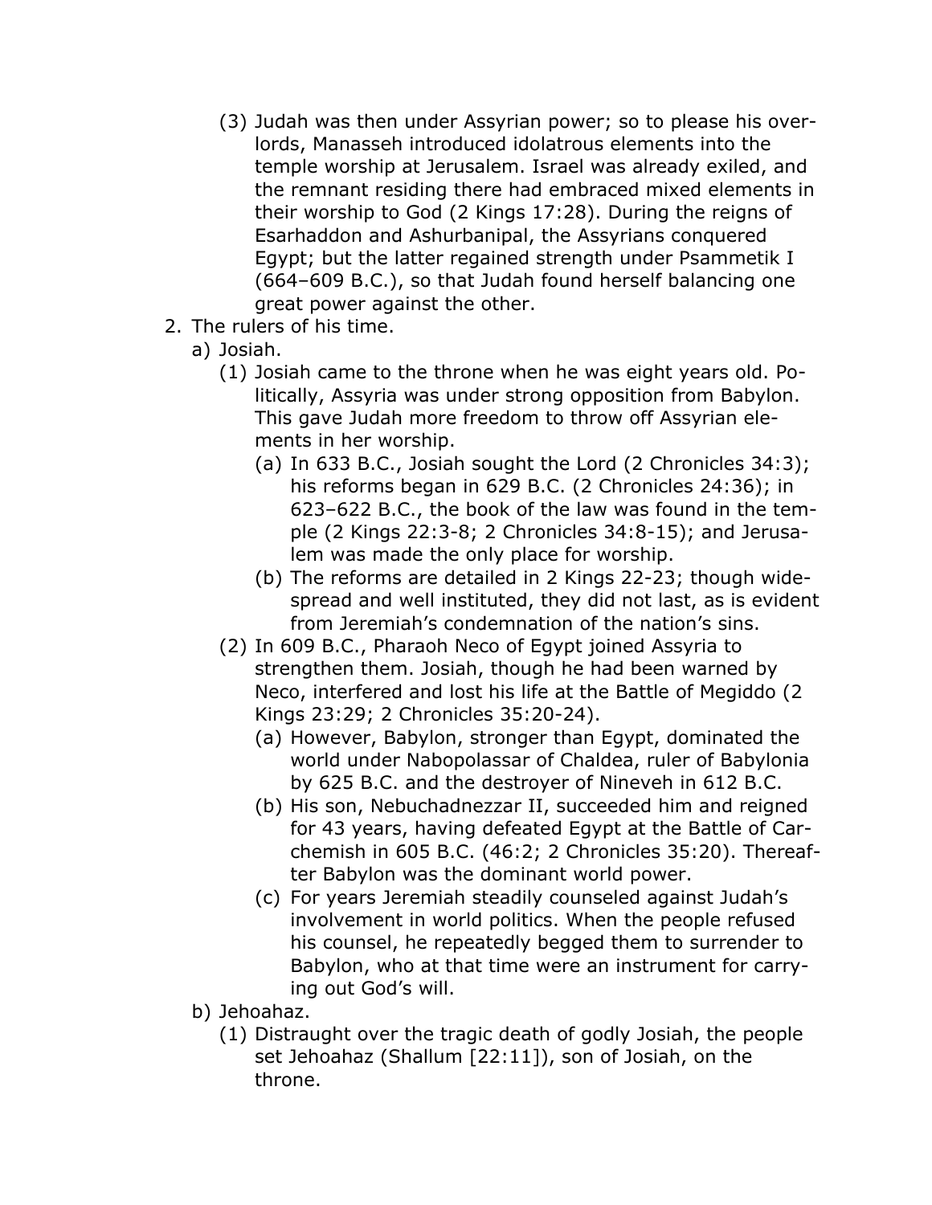(3) Judah was then under Assyrian power; so to please his overlords, Manasseh introduced idolatrous elements into the temple worship at Jerusalem. Israel was already exiled, and the remnant residing there had embraced mixed elements in their worship to God (2 Kings 17:28). During the reigns of Esarhaddon and Ashurbanipal, the Assyrians conquered Egypt; but the latter regained strength under Psammetik I (664–609 B.C.), so that Judah found herself balancing one great power against the other.

2. The rulers of his time.
   - a) Josiah.
     - (1) Josiah came to the throne when he was eight years old. Politically, Assyria was under strong opposition from Babylon. This gave Judah more freedom to throw off Assyrian elements in her worship.
       - (a) In 633 B.C., Josiah sought the Lord (2 Chronicles 34:3); his reforms began in 629 B.C. (2 Chronicles 24:36); in 623–622 B.C., the book of the law was found in the temple (2 Kings 22:3-8; 2 Chronicles 34:8-15); and Jerusalem was made the only place for worship.
       - (b) The reforms are detailed in 2 Kings 22-23; though widespread and well instituted, they did not last, as is evident from Jeremiah's condemnation of the nation's sins.
     - (2) In 609 B.C., Pharaoh Neco of Egypt joined Assyria to strengthen them. Josiah, though he had been warned by Neco, interfered and lost his life at the Battle of Megiddo (2 Kings 23:29; 2 Chronicles 35:20-24).
       - (a) However, Babylon, stronger than Egypt, dominated the world under Nabopolassar of Chaldea, ruler of Babylonia by 625 B.C. and the destroyer of Nineveh in 612 B.C.
       - (b) His son, Nebuchadnezzar II, succeeded him and reigned for 43 years, having defeated Egypt at the Battle of Carchemish in 605 B.C. (46:2; 2 Chronicles 35:20). Thereafter Babylon was the dominant world power.
       - (c) For years Jeremiah steadily counseled against Judah's involvement in world politics. When the people refused his counsel, he repeatedly begged them to surrender to Babylon, who at that time were an instrument for carrying out God's will.
   - b) Jehoahaz.
     - (1) Distraught over the tragic death of godly Josiah, the people set Jehoahaz (Shallum [22:11]), son of Josiah, on the throne.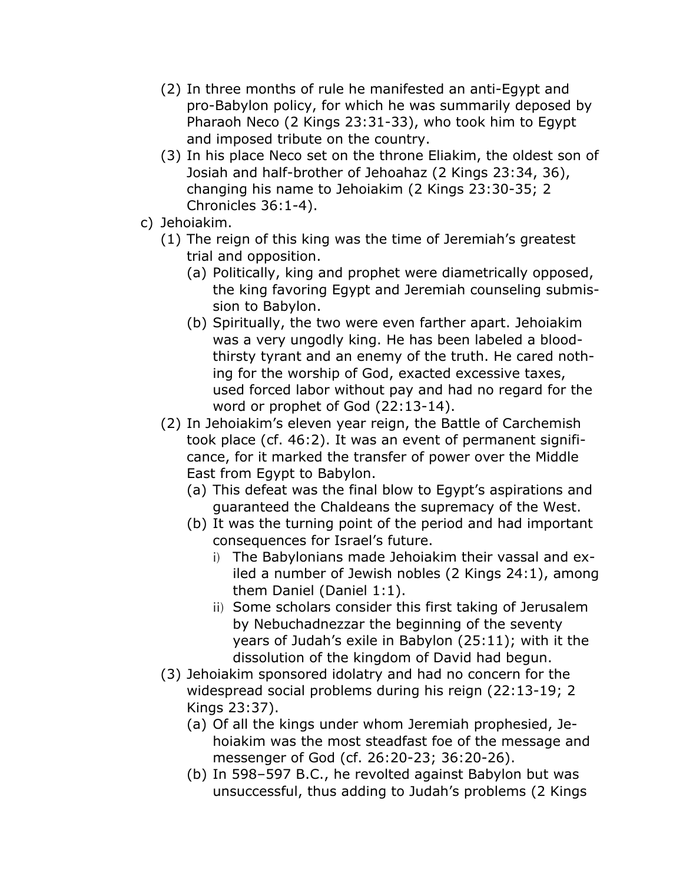(2) In three months of rule he manifested an anti-Egypt and pro-Babylon policy, for which he was summarily deposed by Pharaoh Neco (2 Kings 23:31-33), who took him to Egypt and imposed tribute on the country.
   (3) In his place Neco set on the throne Eliakim, the oldest son of Josiah and half-brother of Jehoahaz (2 Kings 23:34, 36), changing his name to Jehoiakim (2 Kings 23:30-35; 2 Chronicles 36:1-4).

c) Jehoiakim.
   (1) The reign of this king was the time of Jeremiah's greatest trial and opposition.
      (a) Politically, king and prophet were diametrically opposed, the king favoring Egypt and Jeremiah counseling submission to Babylon.
      (b) Spiritually, the two were even farther apart. Jehoiakim was a very ungodly king. He has been labeled a bloodthirsty tyrant and an enemy of the truth. He cared nothing for the worship of God, exacted excessive taxes, used forced labor without pay and had no regard for the word or prophet of God (22:13-14).
   (2) In Jehoiakim's eleven year reign, the Battle of Carchemish took place (cf. 46:2). It was an event of permanent significance, for it marked the transfer of power over the Middle East from Egypt to Babylon.
      (a) This defeat was the final blow to Egypt's aspirations and guaranteed the Chaldeans the supremacy of the West.
      (b) It was the turning point of the period and had important consequences for Israel's future.
         i) The Babylonians made Jehoiakim their vassal and exiled a number of Jewish nobles (2 Kings 24:1), among them Daniel (Daniel 1:1).
         ii) Some scholars consider this first taking of Jerusalem by Nebuchadnezzar the beginning of the seventy years of Judah's exile in Babylon (25:11); with it the dissolution of the kingdom of David had begun.
   (3) Jehoiakim sponsored idolatry and had no concern for the widespread social problems during his reign (22:13-19; 2 Kings 23:37).
      (a) Of all the kings under whom Jeremiah prophesied, Jehoiakim was the most steadfast foe of the message and messenger of God (cf. 26:20-23; 36:20-26).
      (b) In 598–597 B.C., he revolted against Babylon but was unsuccessful, thus adding to Judah's problems (2 Kings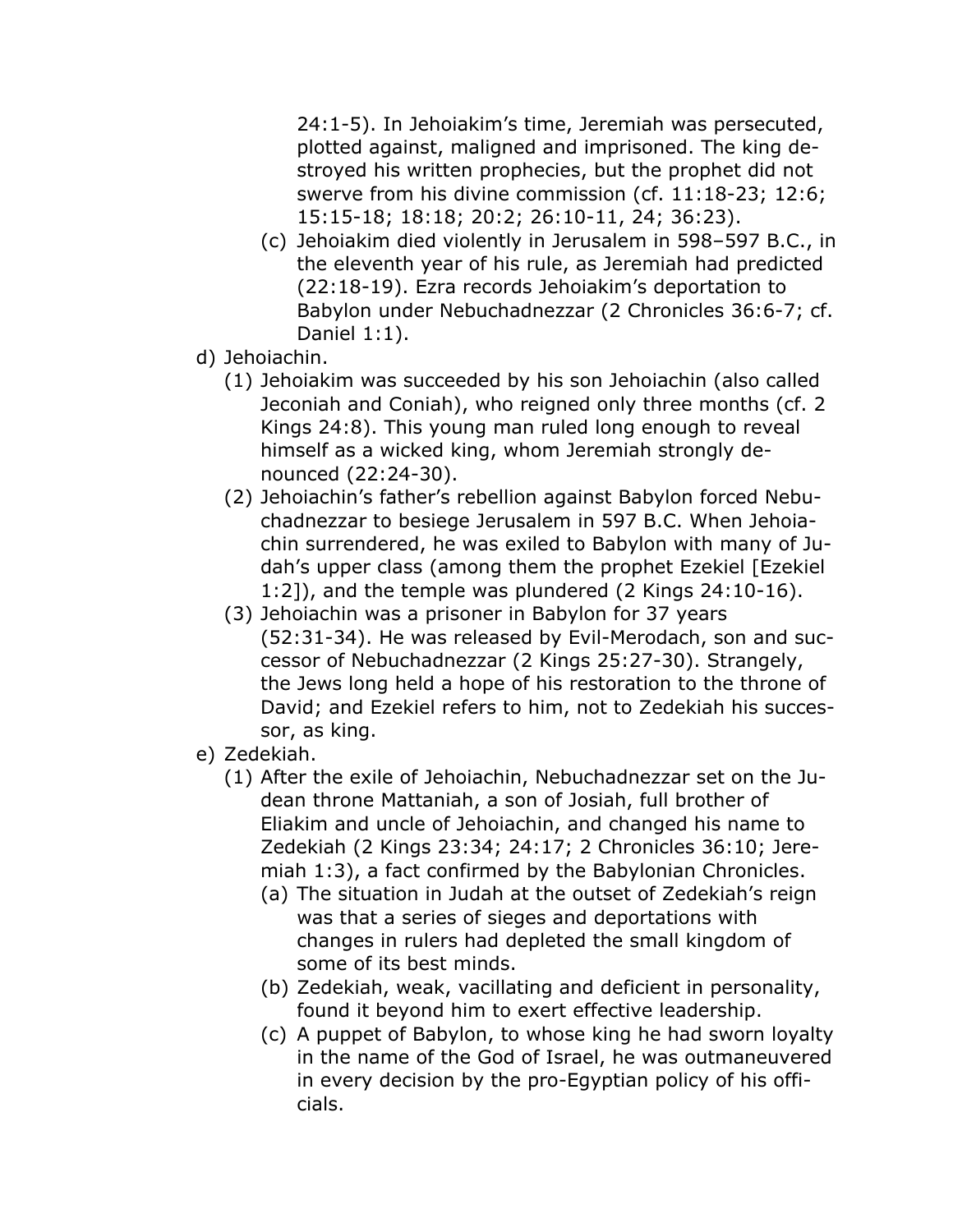24:1-5). In Jehoiakim's time, Jeremiah was persecuted, plotted against, maligned and imprisoned. The king destroyed his written prophecies, but the prophet did not swerve from his divine commission (cf. 11:18-23; 12:6; 15:15-18; 18:18; 20:2; 26:10-11, 24; 36:23).

(c) Jehoiakim died violently in Jerusalem in 598–597 B.C., in the eleventh year of his rule, as Jeremiah had predicted (22:18-19). Ezra records Jehoiakim's deportation to Babylon under Nebuchadnezzar (2 Chronicles 36:6-7; cf. Daniel 1:1).

d) Jehoiachin.

(1) Jehoiakim was succeeded by his son Jehoiachin (also called Jeconiah and Coniah), who reigned only three months (cf. 2 Kings 24:8). This young man ruled long enough to reveal himself as a wicked king, whom Jeremiah strongly denounced (22:24-30).

(2) Jehoiachin's father's rebellion against Babylon forced Nebuchadnezzar to besiege Jerusalem in 597 B.C. When Jehoiachin surrendered, he was exiled to Babylon with many of Judah's upper class (among them the prophet Ezekiel [Ezekiel 1:2]), and the temple was plundered (2 Kings 24:10-16).

(3) Jehoiachin was a prisoner in Babylon for 37 years (52:31-34). He was released by Evil-Merodach, son and successor of Nebuchadnezzar (2 Kings 25:27-30). Strangely, the Jews long held a hope of his restoration to the throne of David; and Ezekiel refers to him, not to Zedekiah his successor, as king.

e) Zedekiah.

(1) After the exile of Jehoiachin, Nebuchadnezzar set on the Judean throne Mattaniah, a son of Josiah, full brother of Eliakim and uncle of Jehoiachin, and changed his name to Zedekiah (2 Kings 23:34; 24:17; 2 Chronicles 36:10; Jeremiah 1:3), a fact confirmed by the Babylonian Chronicles.

(a) The situation in Judah at the outset of Zedekiah's reign was that a series of sieges and deportations with changes in rulers had depleted the small kingdom of some of its best minds.

(b) Zedekiah, weak, vacillating and deficient in personality, found it beyond him to exert effective leadership.

(c) A puppet of Babylon, to whose king he had sworn loyalty in the name of the God of Israel, he was outmaneuvered in every decision by the pro-Egyptian policy of his officials.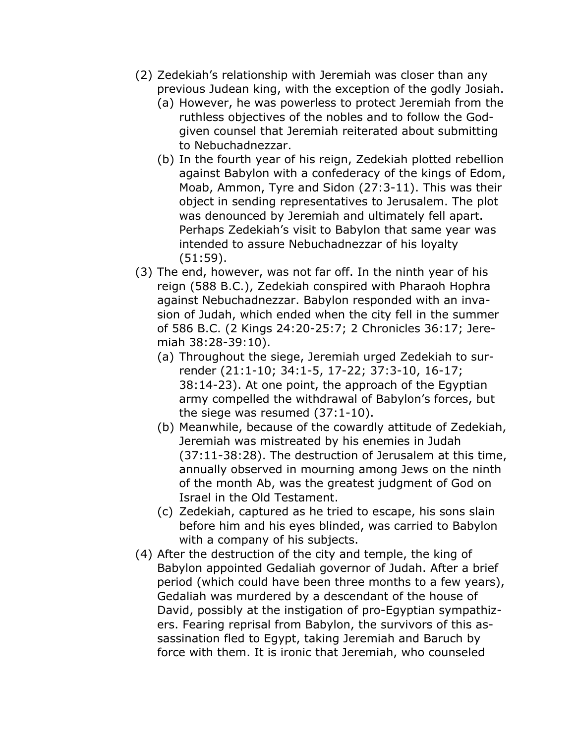(2) Zedekiah's relationship with Jeremiah was closer than any previous Judean king, with the exception of the godly Josiah.
  (a) However, he was powerless to protect Jeremiah from the ruthless objectives of the nobles and to follow the God-given counsel that Jeremiah reiterated about submitting to Nebuchadnezzar.
  (b) In the fourth year of his reign, Zedekiah plotted rebellion against Babylon with a confederacy of the kings of Edom, Moab, Ammon, Tyre and Sidon (27:3-11). This was their object in sending representatives to Jerusalem. The plot was denounced by Jeremiah and ultimately fell apart. Perhaps Zedekiah's visit to Babylon that same year was intended to assure Nebuchadnezzar of his loyalty (51:59).

(3) The end, however, was not far off. In the ninth year of his reign (588 B.C.), Zedekiah conspired with Pharaoh Hophra against Nebuchadnezzar. Babylon responded with an invasion of Judah, which ended when the city fell in the summer of 586 B.C. (2 Kings 24:20-25:7; 2 Chronicles 36:17; Jeremiah 38:28-39:10).
  (a) Throughout the siege, Jeremiah urged Zedekiah to surrender (21:1-10; 34:1-5, 17-22; 37:3-10, 16-17; 38:14-23). At one point, the approach of the Egyptian army compelled the withdrawal of Babylon's forces, but the siege was resumed (37:1-10).
  (b) Meanwhile, because of the cowardly attitude of Zedekiah, Jeremiah was mistreated by his enemies in Judah (37:11-38:28). The destruction of Jerusalem at this time, annually observed in mourning among Jews on the ninth of the month Ab, was the greatest judgment of God on Israel in the Old Testament.
  (c) Zedekiah, captured as he tried to escape, his sons slain before him and his eyes blinded, was carried to Babylon with a company of his subjects.

(4) After the destruction of the city and temple, the king of Babylon appointed Gedaliah governor of Judah. After a brief period (which could have been three months to a few years), Gedaliah was murdered by a descendant of the house of David, possibly at the instigation of pro-Egyptian sympathizers. Fearing reprisal from Babylon, the survivors of this assassination fled to Egypt, taking Jeremiah and Baruch by force with them. It is ironic that Jeremiah, who counseled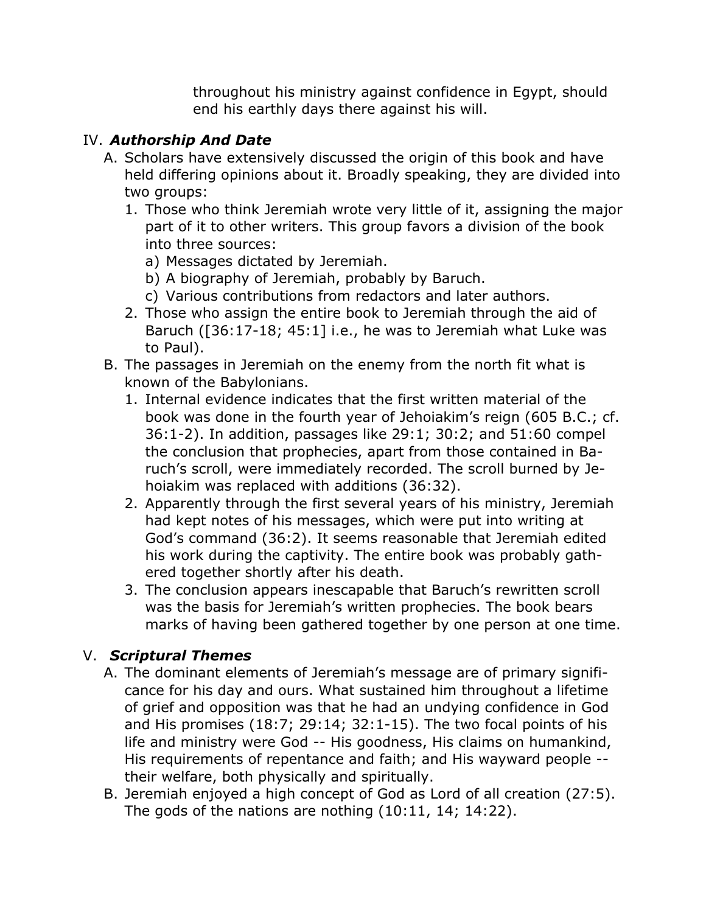throughout his ministry against confidence in Egypt, should end his earthly days there against his will.

## IV. ***Authorship And Date***

A. Scholars have extensively discussed the origin of this book and have held differing opinions about it. Broadly speaking, they are divided into two groups:
   1. Those who think Jeremiah wrote very little of it, assigning the major part of it to other writers. This group favors a division of the book into three sources:
      a) Messages dictated by Jeremiah.
      b) A biography of Jeremiah, probably by Baruch.
      c) Various contributions from redactors and later authors.
   2. Those who assign the entire book to Jeremiah through the aid of Baruch ([36:17-18; 45:1] i.e., he was to Jeremiah what Luke was to Paul).

B. The passages in Jeremiah on the enemy from the north fit what is known of the Babylonians.
   1. Internal evidence indicates that the first written material of the book was done in the fourth year of Jehoiakim's reign (605 B.C.; cf. 36:1-2). In addition, passages like 29:1; 30:2; and 51:60 compel the conclusion that prophecies, apart from those contained in Baruch's scroll, were immediately recorded. The scroll burned by Jehoiakim was replaced with additions (36:32).
   2. Apparently through the first several years of his ministry, Jeremiah had kept notes of his messages, which were put into writing at God's command (36:2). It seems reasonable that Jeremiah edited his work during the captivity. The entire book was probably gathered together shortly after his death.
   3. The conclusion appears inescapable that Baruch's rewritten scroll was the basis for Jeremiah's written prophecies. The book bears marks of having been gathered together by one person at one time.

## V. ***Scriptural Themes***

A. The dominant elements of Jeremiah's message are of primary significance for his day and ours. What sustained him throughout a lifetime of grief and opposition was that he had an undying confidence in God and His promises (18:7; 29:14; 32:1-15). The two focal points of his life and ministry were God -- His goodness, His claims on humankind, His requirements of repentance and faith; and His wayward people -- their welfare, both physically and spiritually.

B. Jeremiah enjoyed a high concept of God as Lord of all creation (27:5). The gods of the nations are nothing (10:11, 14; 14:22).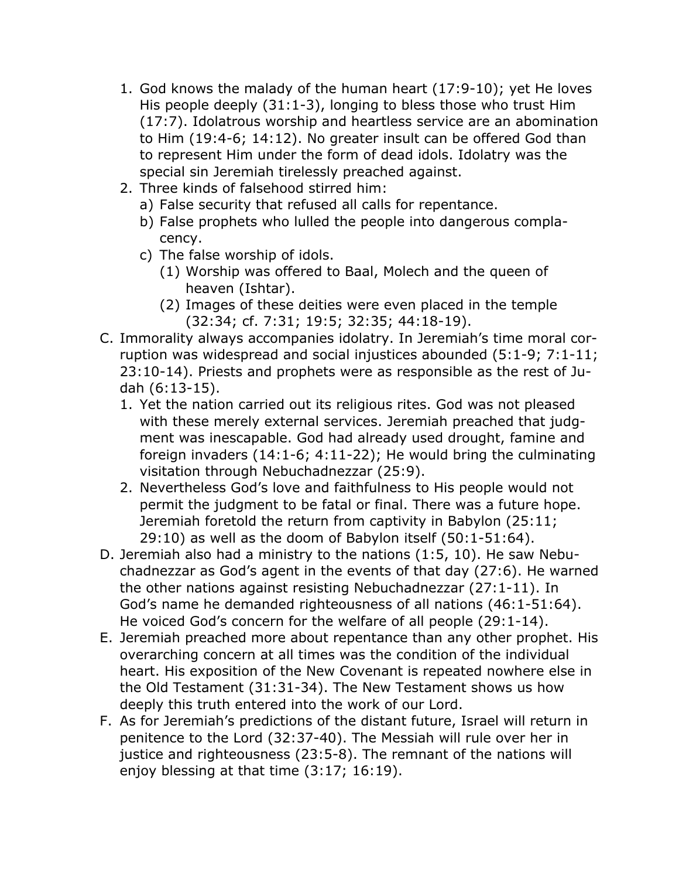1. God knows the malady of the human heart (17:9-10); yet He loves His people deeply (31:1-3), longing to bless those who trust Him (17:7). Idolatrous worship and heartless service are an abomination to Him (19:4-6; 14:12). No greater insult can be offered God than to represent Him under the form of dead idols. Idolatry was the special sin Jeremiah tirelessly preached against.
2. Three kinds of falsehood stirred him:
   a) False security that refused all calls for repentance.
   b) False prophets who lulled the people into dangerous complacency.
   c) The false worship of idols.
      (1) Worship was offered to Baal, Molech and the queen of heaven (Ishtar).
      (2) Images of these deities were even placed in the temple (32:34; cf. 7:31; 19:5; 32:35; 44:18-19).

C. Immorality always accompanies idolatry. In Jeremiah's time moral corruption was widespread and social injustices abounded (5:1-9; 7:1-11; 23:10-14). Priests and prophets were as responsible as the rest of Judah (6:13-15).
   1. Yet the nation carried out its religious rites. God was not pleased with these merely external services. Jeremiah preached that judgment was inescapable. God had already used drought, famine and foreign invaders (14:1-6; 4:11-22); He would bring the culminating visitation through Nebuchadnezzar (25:9).
   2. Nevertheless God's love and faithfulness to His people would not permit the judgment to be fatal or final. There was a future hope. Jeremiah foretold the return from captivity in Babylon (25:11; 29:10) as well as the doom of Babylon itself (50:1-51:64).

D. Jeremiah also had a ministry to the nations (1:5, 10). He saw Nebuchadnezzar as God's agent in the events of that day (27:6). He warned the other nations against resisting Nebuchadnezzar (27:1-11). In God's name he demanded righteousness of all nations (46:1-51:64). He voiced God's concern for the welfare of all people (29:1-14).

E. Jeremiah preached more about repentance than any other prophet. His overarching concern at all times was the condition of the individual heart. His exposition of the New Covenant is repeated nowhere else in the Old Testament (31:31-34). The New Testament shows us how deeply this truth entered into the work of our Lord.

F. As for Jeremiah's predictions of the distant future, Israel will return in penitence to the Lord (32:37-40). The Messiah will rule over her in justice and righteousness (23:5-8). The remnant of the nations will enjoy blessing at that time (3:17; 16:19).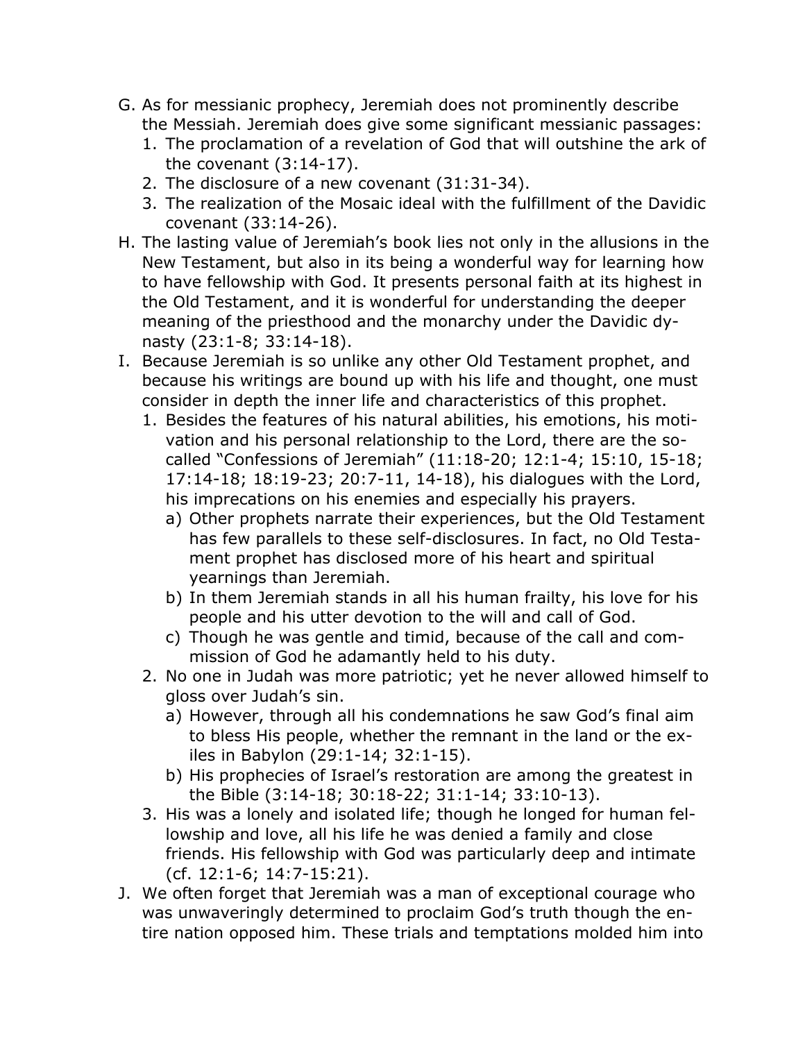G. As for messianic prophecy, Jeremiah does not prominently describe the Messiah. Jeremiah does give some significant messianic passages:
   1. The proclamation of a revelation of God that will outshine the ark of the covenant (3:14-17).
   2. The disclosure of a new covenant (31:31-34).
   3. The realization of the Mosaic ideal with the fulfillment of the Davidic covenant (33:14-26).
H. The lasting value of Jeremiah's book lies not only in the allusions in the New Testament, but also in its being a wonderful way for learning how to have fellowship with God. It presents personal faith at its highest in the Old Testament, and it is wonderful for understanding the deeper meaning of the priesthood and the monarchy under the Davidic dynasty (23:1-8; 33:14-18).
I. Because Jeremiah is so unlike any other Old Testament prophet, and because his writings are bound up with his life and thought, one must consider in depth the inner life and characteristics of this prophet.
   1. Besides the features of his natural abilities, his emotions, his motivation and his personal relationship to the Lord, there are the so-called "Confessions of Jeremiah" (11:18-20; 12:1-4; 15:10, 15-18; 17:14-18; 18:19-23; 20:7-11, 14-18), his dialogues with the Lord, his imprecations on his enemies and especially his prayers.
      a) Other prophets narrate their experiences, but the Old Testament has few parallels to these self-disclosures. In fact, no Old Testament prophet has disclosed more of his heart and spiritual yearnings than Jeremiah.
      b) In them Jeremiah stands in all his human frailty, his love for his people and his utter devotion to the will and call of God.
      c) Though he was gentle and timid, because of the call and commission of God he adamantly held to his duty.
   2. No one in Judah was more patriotic; yet he never allowed himself to gloss over Judah's sin.
      a) However, through all his condemnations he saw God's final aim to bless His people, whether the remnant in the land or the exiles in Babylon (29:1-14; 32:1-15).
      b) His prophecies of Israel's restoration are among the greatest in the Bible (3:14-18; 30:18-22; 31:1-14; 33:10-13).
   3. His was a lonely and isolated life; though he longed for human fellowship and love, all his life he was denied a family and close friends. His fellowship with God was particularly deep and intimate (cf. 12:1-6; 14:7-15:21).
J. We often forget that Jeremiah was a man of exceptional courage who was unwaveringly determined to proclaim God's truth though the entire nation opposed him. These trials and temptations molded him into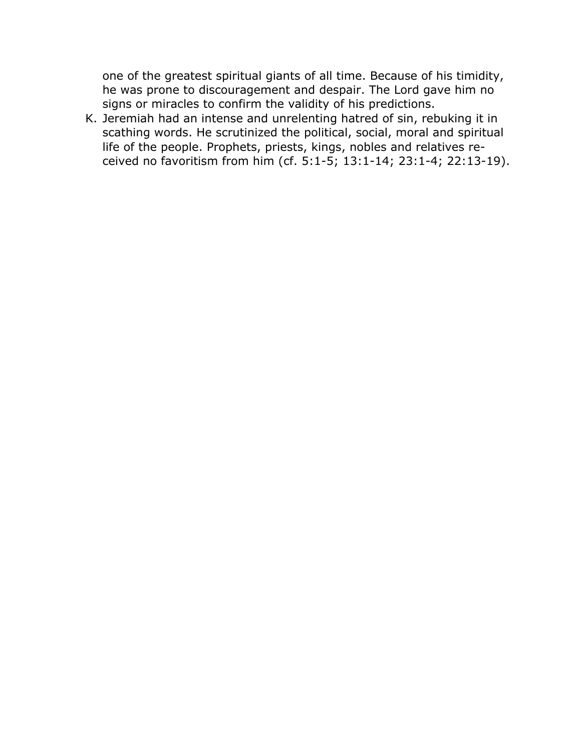one of the greatest spiritual giants of all time. Because of his timidity, he was prone to discouragement and despair. The Lord gave him no signs or miracles to confirm the validity of his predictions.

K. Jeremiah had an intense and unrelenting hatred of sin, rebuking it in scathing words. He scrutinized the political, social, moral and spiritual life of the people. Prophets, priests, kings, nobles and relatives received no favoritism from him (cf. 5:1-5; 13:1-14; 23:1-4; 22:13-19).